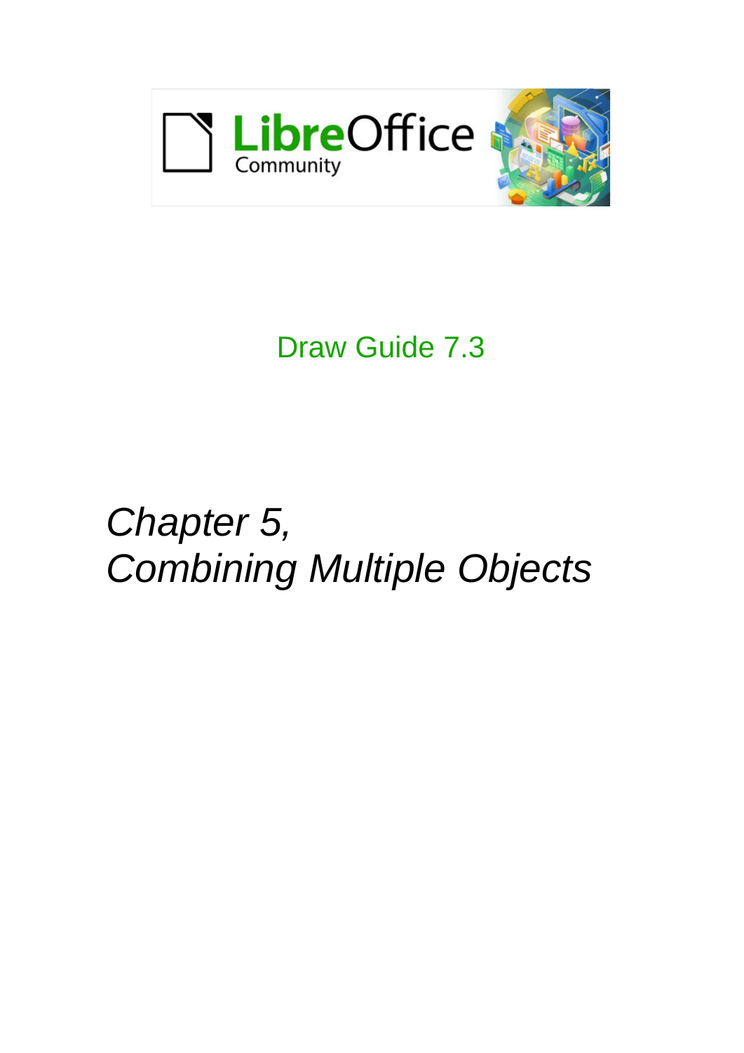Draw Guide 7.3

# *Chapter 5, Combining Multiple Objects*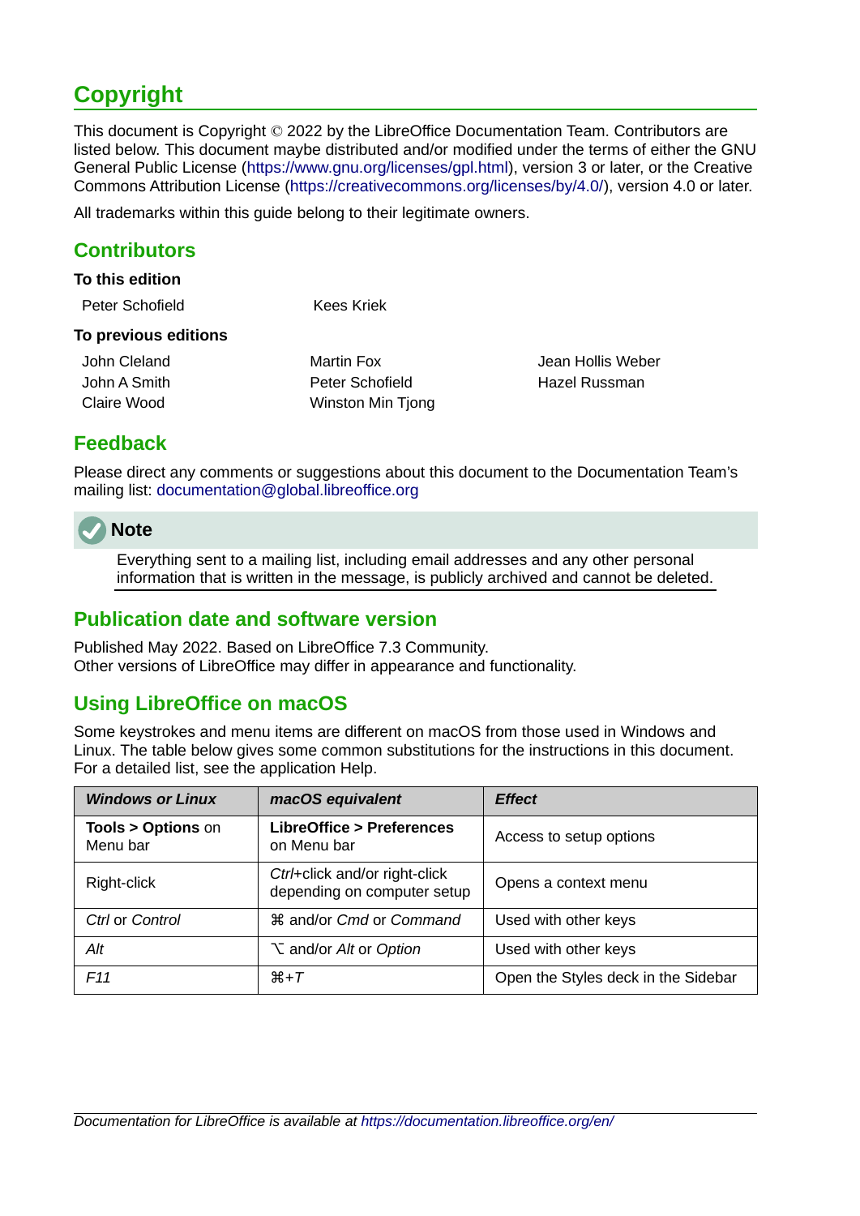# Copyright

This document is Copyright © 2022 by the LibreOffice Documentation Team. Contributors are listed below. This document maybe distributed and/or modified under the terms of either the GNU General Public License (https://www.gnu.org/licenses/gpl.html), version 3 or later, or the Creative Commons Attribution License (https://creativecommons.org/licenses/by/4.0/), version 4.0 or later.

All trademarks within this guide belong to their legitimate owners.

## Contributors

### To this edition

Peter Schofield
Kees Kriek

### To previous editions

John Cleland
Martin Fox
Jean Hollis Weber
John A Smith
Peter Schofield
Hazel Russman
Claire Wood
Winston Min Tjong

## Feedback

Please direct any comments or suggestions about this document to the Documentation Team's mailing list: documentation@global.libreoffice.org

**Note**

Everything sent to a mailing list, including email addresses and any other personal information that is written in the message, is publicly archived and cannot be deleted.

## Publication date and software version

Published May 2022. Based on LibreOffice 7.3 Community.
Other versions of LibreOffice may differ in appearance and functionality.

## Using LibreOffice on macOS

Some keystrokes and menu items are different on macOS from those used in Windows and Linux. The table below gives some common substitutions for the instructions in this document. For a detailed list, see the application Help.

| *Windows or Linux* | *macOS equivalent* | *Effect* |
|---|---|---|
| **Tools > Options** on Menu bar | **LibreOffice > Preferences** on Menu bar | Access to setup options |
| Right-click | *Ctrl*+click and/or right-click depending on computer setup | Opens a context menu |
| *Ctrl* or *Control* | ⌘ and/or *Cmd* or *Command* | Used with other keys |
| *Alt* | ⌥ and/or *Alt* or *Option* | Used with other keys |
| *F11* | ⌘+*T* | Open the Styles deck in the Sidebar |

*Documentation for LibreOffice is available at https://documentation.libreoffice.org/en/*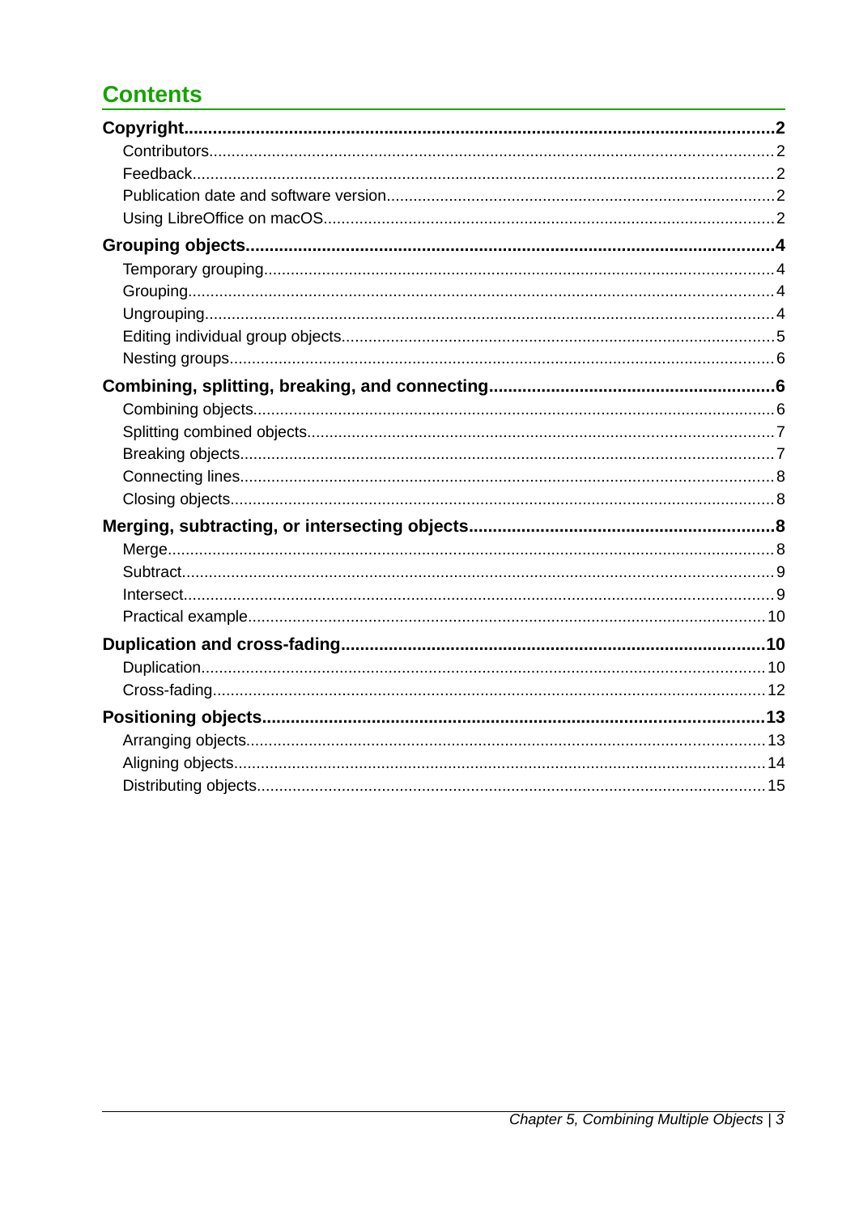# Contents

**Copyright** ..... **2**

- Contributors ..... 2
- Feedback ..... 2
- Publication date and software version ..... 2
- Using LibreOffice on macOS ..... 2

**Grouping objects** ..... **4**

- Temporary grouping ..... 4
- Grouping ..... 4
- Ungrouping ..... 4
- Editing individual group objects ..... 5
- Nesting groups ..... 6

**Combining, splitting, breaking, and connecting** ..... **6**

- Combining objects ..... 6
- Splitting combined objects ..... 7
- Breaking objects ..... 7
- Connecting lines ..... 8
- Closing objects ..... 8

**Merging, subtracting, or intersecting objects** ..... **8**

- Merge ..... 8
- Subtract ..... 9
- Intersect ..... 9
- Practical example ..... 10

**Duplication and cross-fading** ..... **10**

- Duplication ..... 10
- Cross-fading ..... 12

**Positioning objects** ..... **13**

- Arranging objects ..... 13
- Aligning objects ..... 14
- Distributing objects ..... 15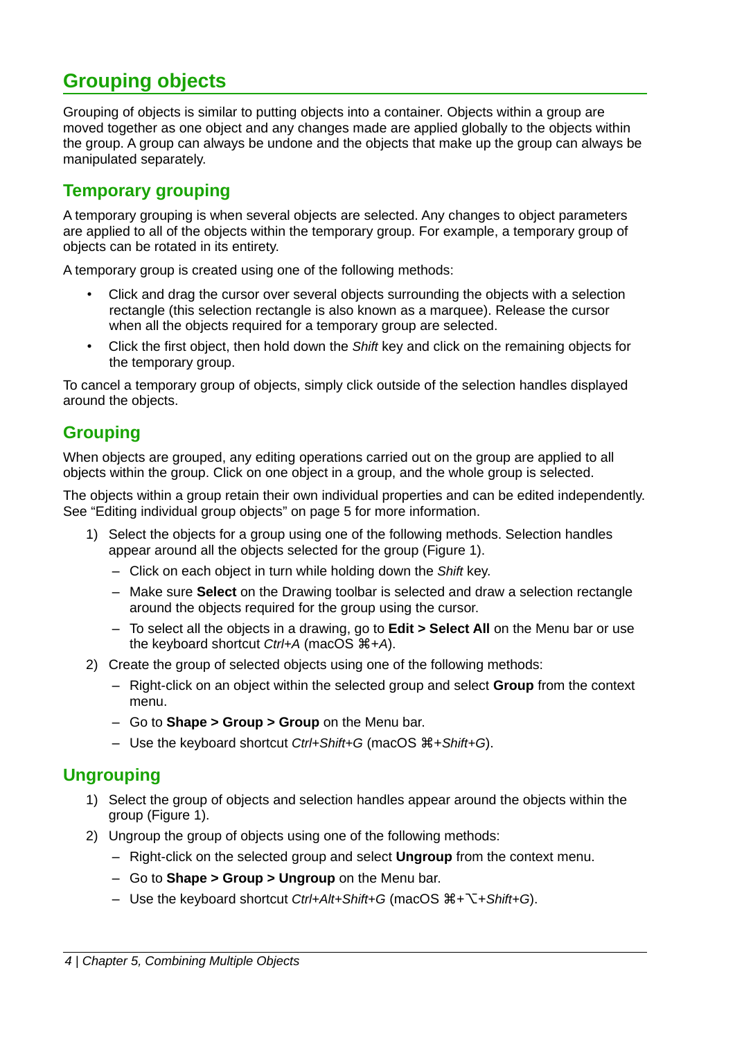# Grouping objects

Grouping of objects is similar to putting objects into a container. Objects within a group are moved together as one object and any changes made are applied globally to the objects within the group. A group can always be undone and the objects that make up the group can always be manipulated separately.

## Temporary grouping

A temporary grouping is when several objects are selected. Any changes to object parameters are applied to all of the objects within the temporary group. For example, a temporary group of objects can be rotated in its entirety.

A temporary group is created using one of the following methods:

- Click and drag the cursor over several objects surrounding the objects with a selection rectangle (this selection rectangle is also known as a marquee). Release the cursor when all the objects required for a temporary group are selected.
- Click the first object, then hold down the *Shift* key and click on the remaining objects for the temporary group.

To cancel a temporary group of objects, simply click outside of the selection handles displayed around the objects.

## Grouping

When objects are grouped, any editing operations carried out on the group are applied to all objects within the group. Click on one object in a group, and the whole group is selected.

The objects within a group retain their own individual properties and can be edited independently. See "Editing individual group objects" on page 5 for more information.

1) Select the objects for a group using one of the following methods. Selection handles appear around all the objects selected for the group (Figure 1).
   - Click on each object in turn while holding down the *Shift* key.
   - Make sure **Select** on the Drawing toolbar is selected and draw a selection rectangle around the objects required for the group using the cursor.
   - To select all the objects in a drawing, go to **Edit > Select All** on the Menu bar or use the keyboard shortcut *Ctrl+A* (macOS *⌘+A*).
2) Create the group of selected objects using one of the following methods:
   - Right-click on an object within the selected group and select **Group** from the context menu.
   - Go to **Shape > Group > Group** on the Menu bar.
   - Use the keyboard shortcut *Ctrl+Shift+G* (macOS *⌘+Shift+G*).

## Ungrouping

1) Select the group of objects and selection handles appear around the objects within the group (Figure 1).
2) Ungroup the group of objects using one of the following methods:
   - Right-click on the selected group and select **Ungroup** from the context menu.
   - Go to **Shape > Group > Ungroup** on the Menu bar.
   - Use the keyboard shortcut *Ctrl+Alt+Shift+G* (macOS *⌘+⌥+Shift+G*).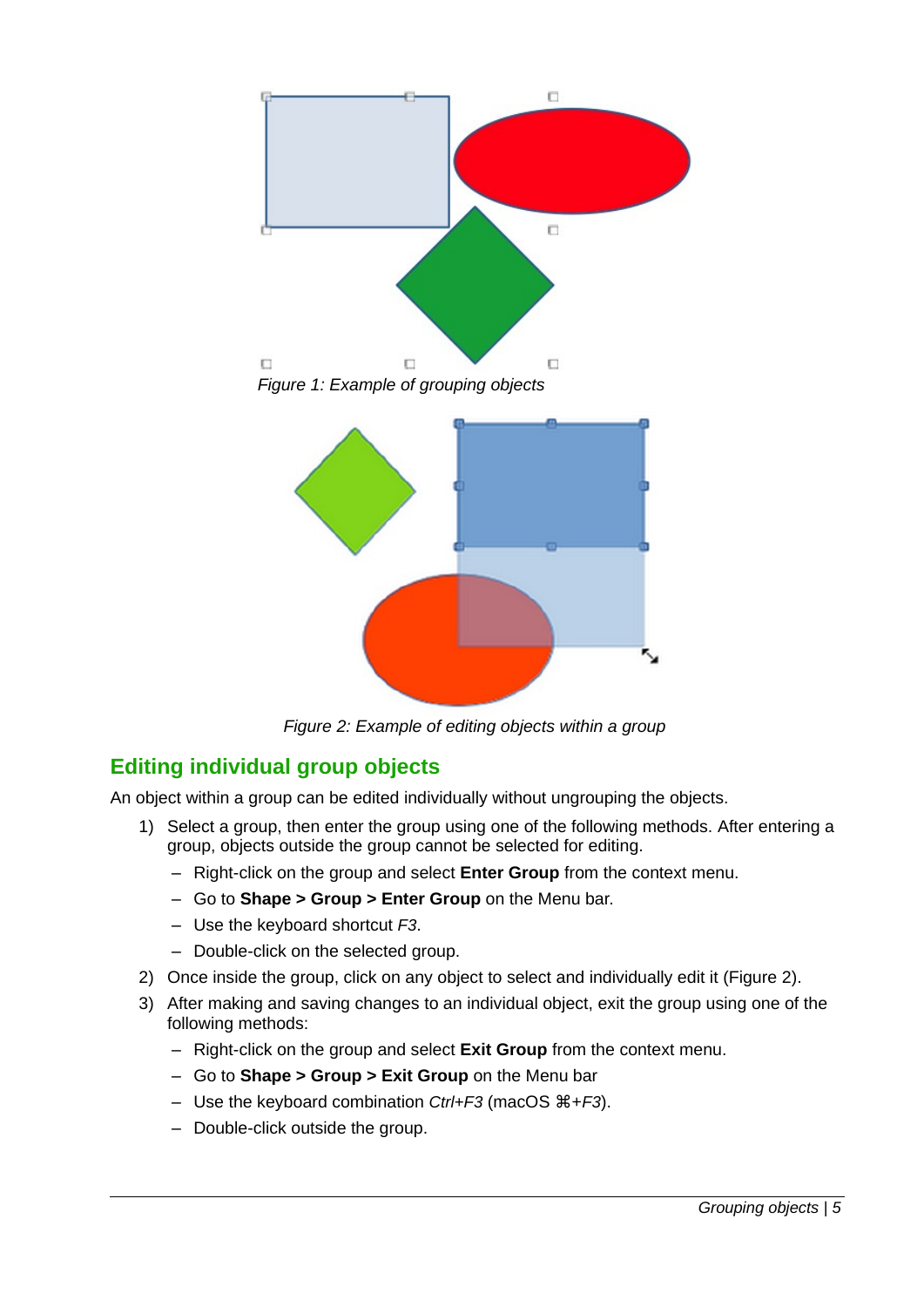*Figure 1: Example of grouping objects*

*Figure 2: Example of editing objects within a group*

## Editing individual group objects

An object within a group can be edited individually without ungrouping the objects.

1) Select a group, then enter the group using one of the following methods. After entering a group, objects outside the group cannot be selected for editing.
   - Right-click on the group and select **Enter Group** from the context menu.
   - Go to **Shape > Group > Enter Group** on the Menu bar.
   - Use the keyboard shortcut *F3*.
   - Double-click on the selected group.
2) Once inside the group, click on any object to select and individually edit it (Figure 2).
3) After making and saving changes to an individual object, exit the group using one of the following methods:
   - Right-click on the group and select **Exit Group** from the context menu.
   - Go to **Shape > Group > Exit Group** on the Menu bar
   - Use the keyboard combination *Ctrl+F3* (macOS ⌘*+F3*).
   - Double-click outside the group.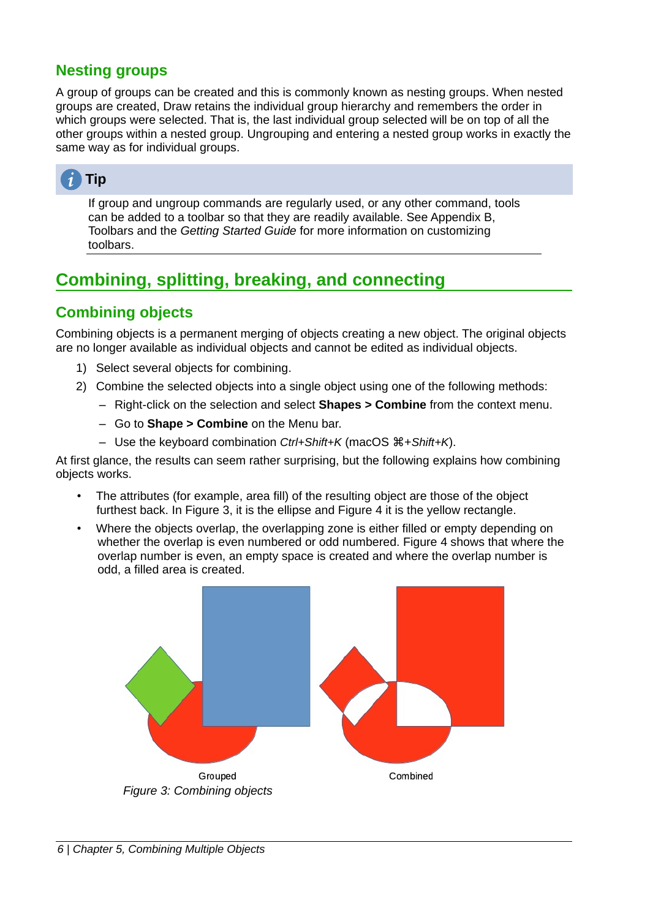### Nesting groups

A group of groups can be created and this is commonly known as nesting groups. When nested groups are created, Draw retains the individual group hierarchy and remembers the order in which groups were selected. That is, the last individual group selected will be on top of all the other groups within a nested group. Ungrouping and entering a nested group works in exactly the same way as for individual groups.

> **Tip**
>
> If group and ungroup commands are regularly used, or any other command, tools can be added to a toolbar so that they are readily available. See Appendix B, Toolbars and the *Getting Started Guide* for more information on customizing toolbars.

## Combining, splitting, breaking, and connecting

### Combining objects

Combining objects is a permanent merging of objects creating a new object. The original objects are no longer available as individual objects and cannot be edited as individual objects.

1) Select several objects for combining.
2) Combine the selected objects into a single object using one of the following methods:
   – Right-click on the selection and select **Shapes > Combine** from the context menu.
   – Go to **Shape > Combine** on the Menu bar.
   – Use the keyboard combination *Ctrl+Shift+K* (macOS ⌘*+Shift+K*).

At first glance, the results can seem rather surprising, but the following explains how combining objects works.

- The attributes (for example, area fill) of the resulting object are those of the object furthest back. In Figure 3, it is the ellipse and Figure 4 it is the yellow rectangle.
- Where the objects overlap, the overlapping zone is either filled or empty depending on whether the overlap is even numbered or odd numbered. Figure 4 shows that where the overlap number is even, an empty space is created and where the overlap number is odd, a filled area is created.

Grouped Combined

*Figure 3: Combining objects*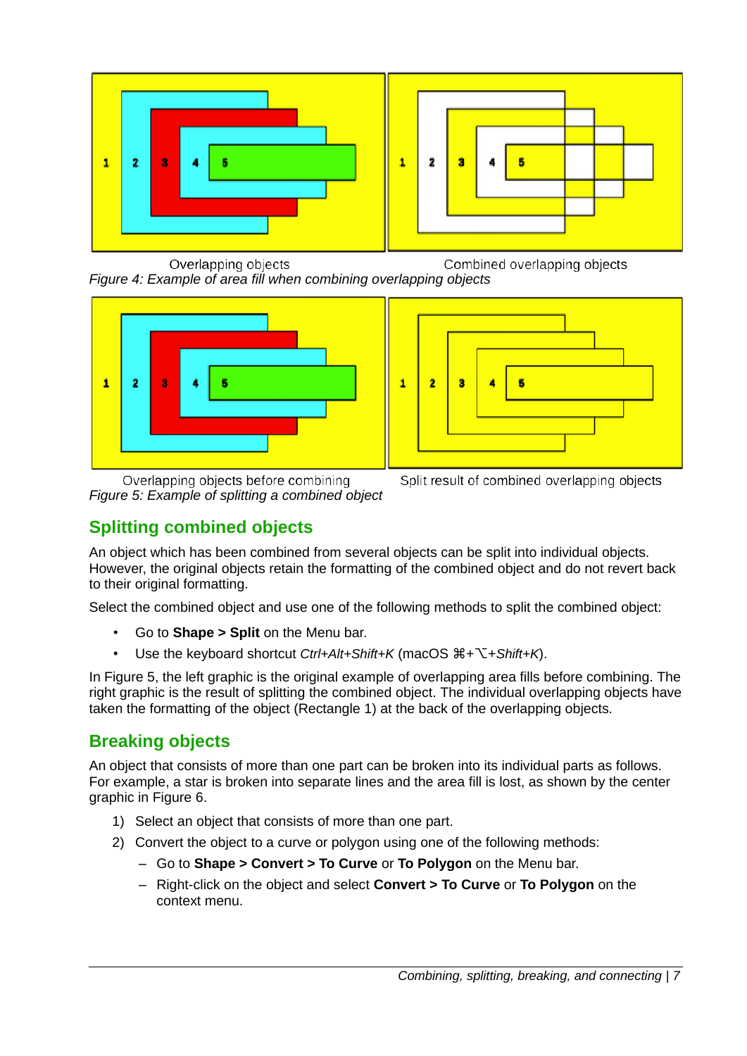Overlapping objects Combined overlapping objects

*Figure 4: Example of area fill when combining overlapping objects*

Overlapping objects before combining Split result of combined overlapping objects

*Figure 5: Example of splitting a combined object*

## Splitting combined objects

An object which has been combined from several objects can be split into individual objects. However, the original objects retain the formatting of the combined object and do not revert back to their original formatting.

Select the combined object and use one of the following methods to split the combined object:

- Go to **Shape > Split** on the Menu bar.
- Use the keyboard shortcut *Ctrl+Alt+Shift+K* (macOS ⌘+⌥+*Shift+K*).

In Figure 5, the left graphic is the original example of overlapping area fills before combining. The right graphic is the result of splitting the combined object. The individual overlapping objects have taken the formatting of the object (Rectangle 1) at the back of the overlapping objects.

## Breaking objects

An object that consists of more than one part can be broken into its individual parts as follows. For example, a star is broken into separate lines and the area fill is lost, as shown by the center graphic in Figure 6.

1) Select an object that consists of more than one part.
2) Convert the object to a curve or polygon using one of the following methods:
   – Go to **Shape > Convert > To Curve** or **To Polygon** on the Menu bar.
   – Right-click on the object and select **Convert > To Curve** or **To Polygon** on the context menu.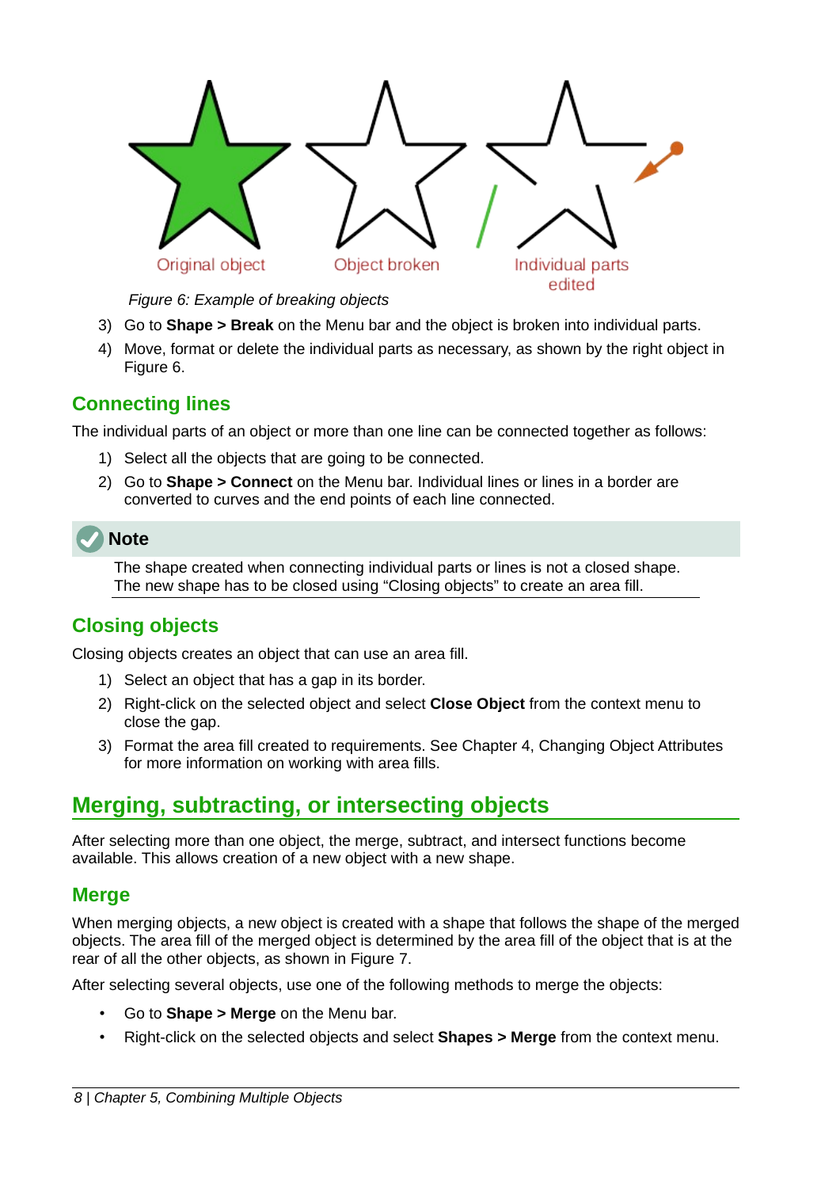Original object Object broken Individual parts edited

*Figure 6: Example of breaking objects*

3) Go to **Shape > Break** on the Menu bar and the object is broken into individual parts.
4) Move, format or delete the individual parts as necessary, as shown by the right object in Figure 6.

## Connecting lines

The individual parts of an object or more than one line can be connected together as follows:

1) Select all the objects that are going to be connected.
2) Go to **Shape > Connect** on the Menu bar. Individual lines or lines in a border are converted to curves and the end points of each line connected.

**Note**

The shape created when connecting individual parts or lines is not a closed shape. The new shape has to be closed using "Closing objects" to create an area fill.

## Closing objects

Closing objects creates an object that can use an area fill.

1) Select an object that has a gap in its border.
2) Right-click on the selected object and select **Close Object** from the context menu to close the gap.
3) Format the area fill created to requirements. See Chapter 4, Changing Object Attributes for more information on working with area fills.

# Merging, subtracting, or intersecting objects

After selecting more than one object, the merge, subtract, and intersect functions become available. This allows creation of a new object with a new shape.

## Merge

When merging objects, a new object is created with a shape that follows the shape of the merged objects. The area fill of the merged object is determined by the area fill of the object that is at the rear of all the other objects, as shown in Figure 7.

After selecting several objects, use one of the following methods to merge the objects:

- Go to **Shape > Merge** on the Menu bar.
- Right-click on the selected objects and select **Shapes > Merge** from the context menu.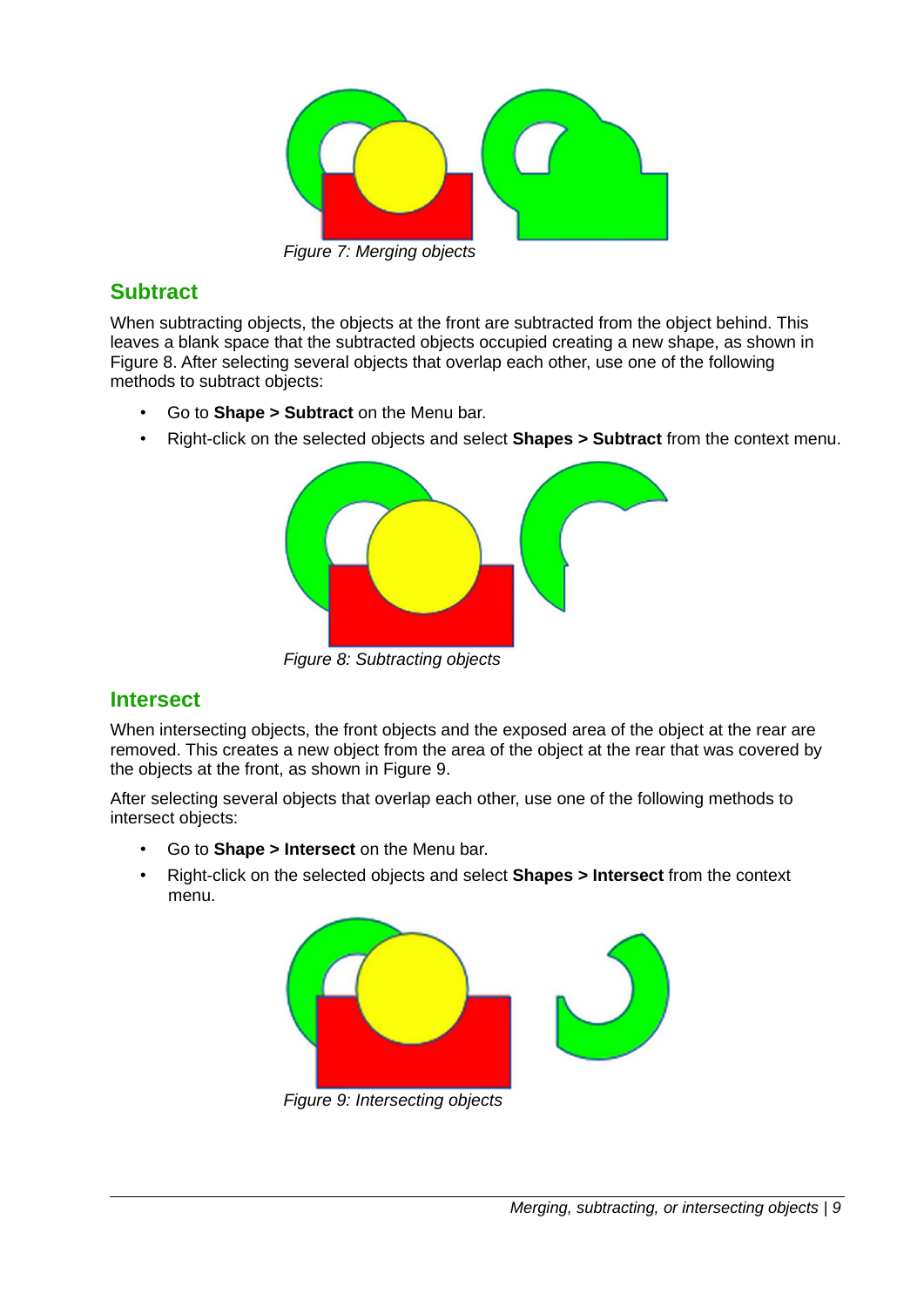Figure 7: Merging objects

## Subtract

When subtracting objects, the objects at the front are subtracted from the object behind. This leaves a blank space that the subtracted objects occupied creating a new shape, as shown in Figure 8. After selecting several objects that overlap each other, use one of the following methods to subtract objects:

- Go to **Shape > Subtract** on the Menu bar.
- Right-click on the selected objects and select **Shapes > Subtract** from the context menu.

Figure 8: Subtracting objects

## Intersect

When intersecting objects, the front objects and the exposed area of the object at the rear are removed. This creates a new object from the area of the object at the rear that was covered by the objects at the front, as shown in Figure 9.

After selecting several objects that overlap each other, use one of the following methods to intersect objects:

- Go to **Shape > Intersect** on the Menu bar.
- Right-click on the selected objects and select **Shapes > Intersect** from the context menu.

Figure 9: Intersecting objects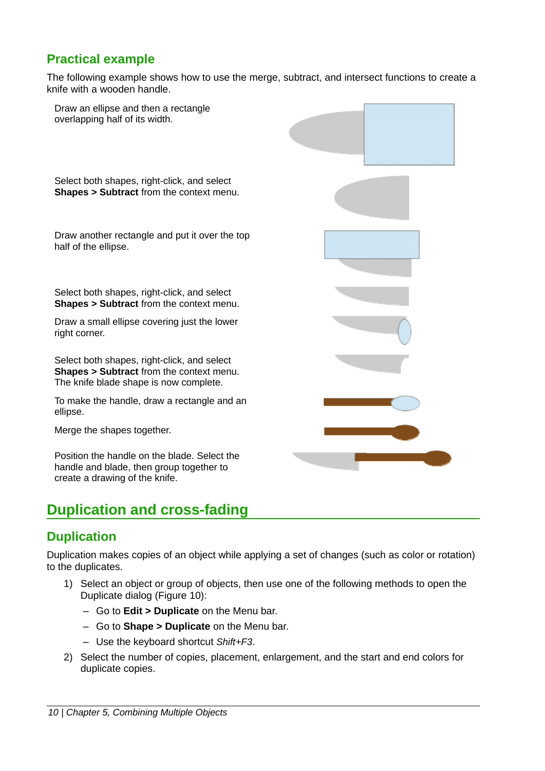## Practical example

The following example shows how to use the merge, subtract, and intersect functions to create a knife with a wooden handle.

Draw an ellipse and then a rectangle overlapping half of its width.

Select both shapes, right-click, and select **Shapes > Subtract** from the context menu.

Draw another rectangle and put it over the top half of the ellipse.

Select both shapes, right-click, and select **Shapes > Subtract** from the context menu.

Draw a small ellipse covering just the lower right corner.

Select both shapes, right-click, and select **Shapes > Subtract** from the context menu. The knife blade shape is now complete.

To make the handle, draw a rectangle and an ellipse.

Merge the shapes together.

Position the handle on the blade. Select the handle and blade, then group together to create a drawing of the knife.

# Duplication and cross-fading

## Duplication

Duplication makes copies of an object while applying a set of changes (such as color or rotation) to the duplicates.

1) Select an object or group of objects, then use one of the following methods to open the Duplicate dialog (Figure 10):
   - Go to **Edit > Duplicate** on the Menu bar.
   - Go to **Shape > Duplicate** on the Menu bar.
   - Use the keyboard shortcut *Shift+F3*.
2) Select the number of copies, placement, enlargement, and the start and end colors for duplicate copies.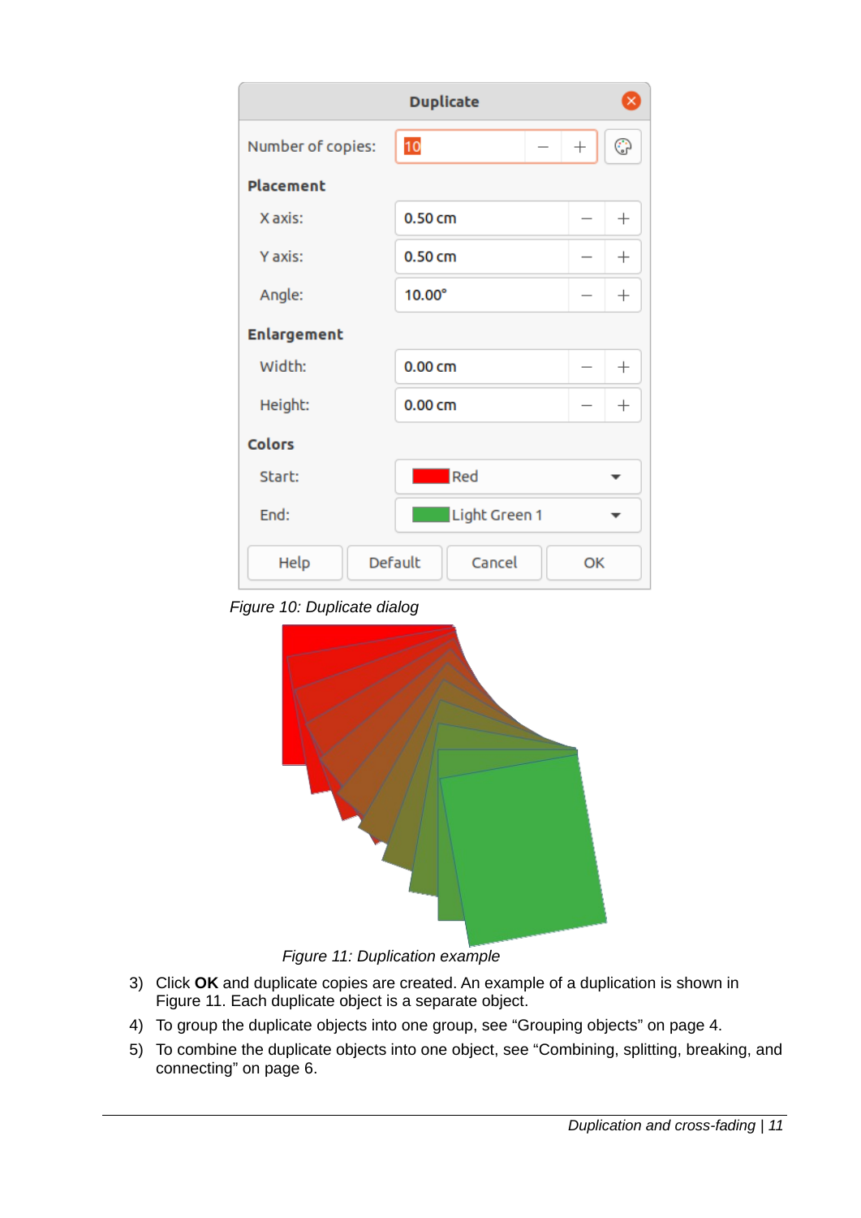Figure 10: Duplicate dialog

Figure 11: Duplication example

3) Click **OK** and duplicate copies are created. An example of a duplication is shown in Figure 11. Each duplicate object is a separate object.
4) To group the duplicate objects into one group, see “Grouping objects” on page 4.
5) To combine the duplicate objects into one object, see “Combining, splitting, breaking, and connecting” on page 6.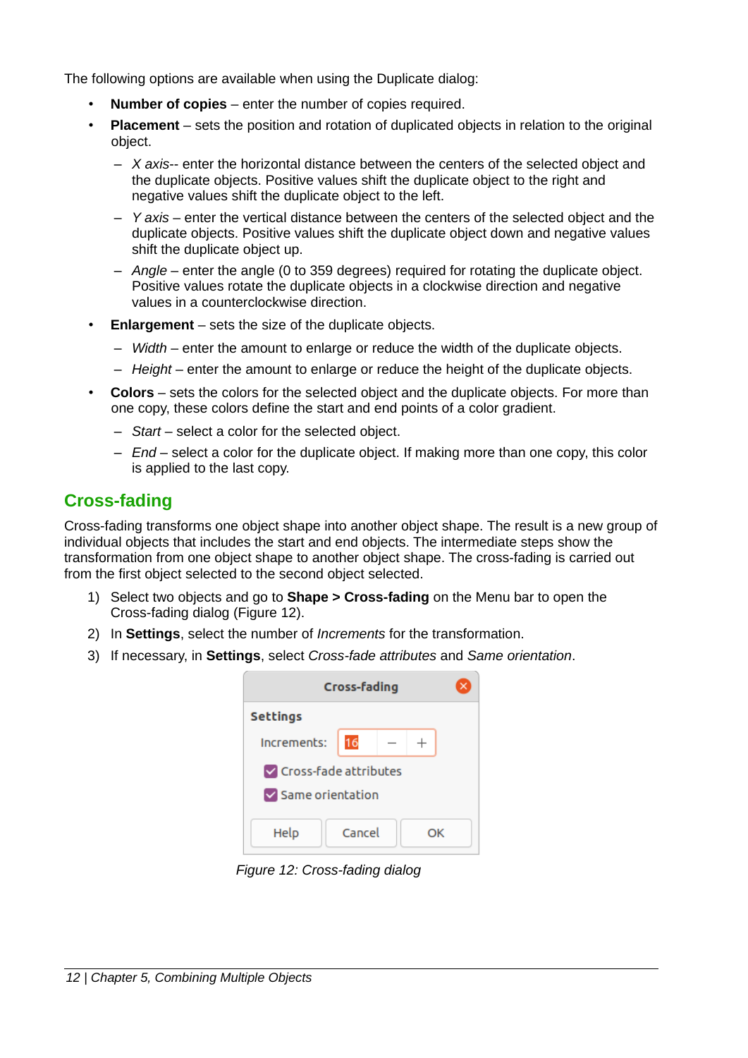The following options are available when using the Duplicate dialog:

- **Number of copies** – enter the number of copies required.
- **Placement** – sets the position and rotation of duplicated objects in relation to the original object.
  - *X axis*-- enter the horizontal distance between the centers of the selected object and the duplicate objects. Positive values shift the duplicate object to the right and negative values shift the duplicate object to the left.
  - *Y axis* – enter the vertical distance between the centers of the selected object and the duplicate objects. Positive values shift the duplicate object down and negative values shift the duplicate object up.
  - *Angle* – enter the angle (0 to 359 degrees) required for rotating the duplicate object. Positive values rotate the duplicate objects in a clockwise direction and negative values in a counterclockwise direction.
- **Enlargement** – sets the size of the duplicate objects.
  - *Width* – enter the amount to enlarge or reduce the width of the duplicate objects.
  - *Height* – enter the amount to enlarge or reduce the height of the duplicate objects.
- **Colors** – sets the colors for the selected object and the duplicate objects. For more than one copy, these colors define the start and end points of a color gradient.
  - *Start* – select a color for the selected object.
  - *End* – select a color for the duplicate object. If making more than one copy, this color is applied to the last copy.

## Cross-fading

Cross-fading transforms one object shape into another object shape. The result is a new group of individual objects that includes the start and end objects. The intermediate steps show the transformation from one object shape to another object shape. The cross-fading is carried out from the first object selected to the second object selected.

1) Select two objects and go to **Shape > Cross-fading** on the Menu bar to open the Cross-fading dialog (Figure 12).
2) In **Settings**, select the number of *Increments* for the transformation.
3) If necessary, in **Settings**, select *Cross-fade attributes* and *Same orientation*.

*Figure 12: Cross-fading dialog*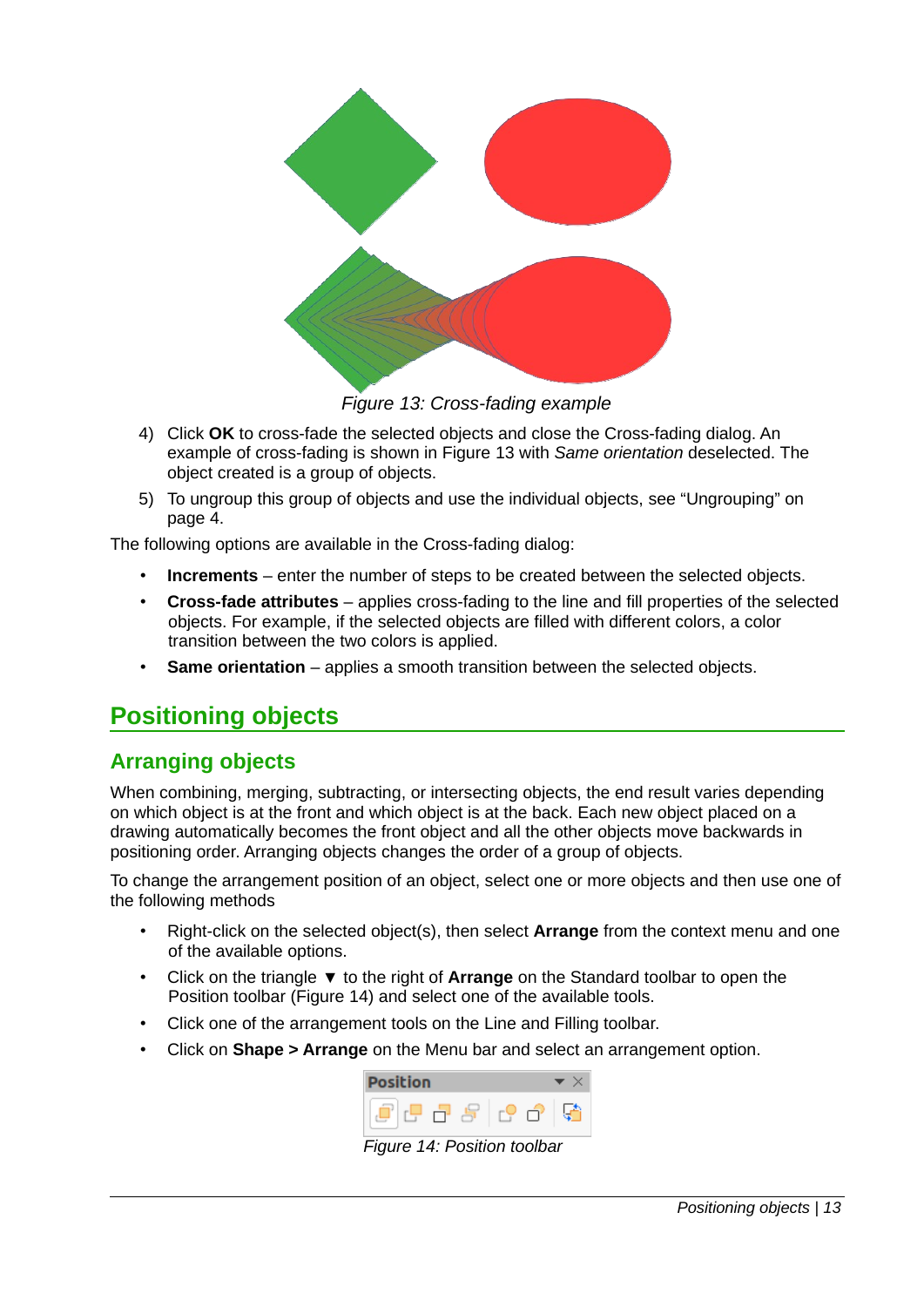Figure 13: Cross-fading example

4) Click **OK** to cross-fade the selected objects and close the Cross-fading dialog. An example of cross-fading is shown in Figure 13 with *Same orientation* deselected. The object created is a group of objects.

5) To ungroup this group of objects and use the individual objects, see “Ungrouping” on page 4.

The following options are available in the Cross-fading dialog:

- **Increments** – enter the number of steps to be created between the selected objects.
- **Cross-fade attributes** – applies cross-fading to the line and fill properties of the selected objects. For example, if the selected objects are filled with different colors, a color transition between the two colors is applied.
- **Same orientation** – applies a smooth transition between the selected objects.

# Positioning objects

## Arranging objects

When combining, merging, subtracting, or intersecting objects, the end result varies depending on which object is at the front and which object is at the back. Each new object placed on a drawing automatically becomes the front object and all the other objects move backwards in positioning order. Arranging objects changes the order of a group of objects.

To change the arrangement position of an object, select one or more objects and then use one of the following methods

- Right-click on the selected object(s), then select **Arrange** from the context menu and one of the available options.
- Click on the triangle ▼ to the right of **Arrange** on the Standard toolbar to open the Position toolbar (Figure 14) and select one of the available tools.
- Click one of the arrangement tools on the Line and Filling toolbar.
- Click on **Shape > Arrange** on the Menu bar and select an arrangement option.

Figure 14: Position toolbar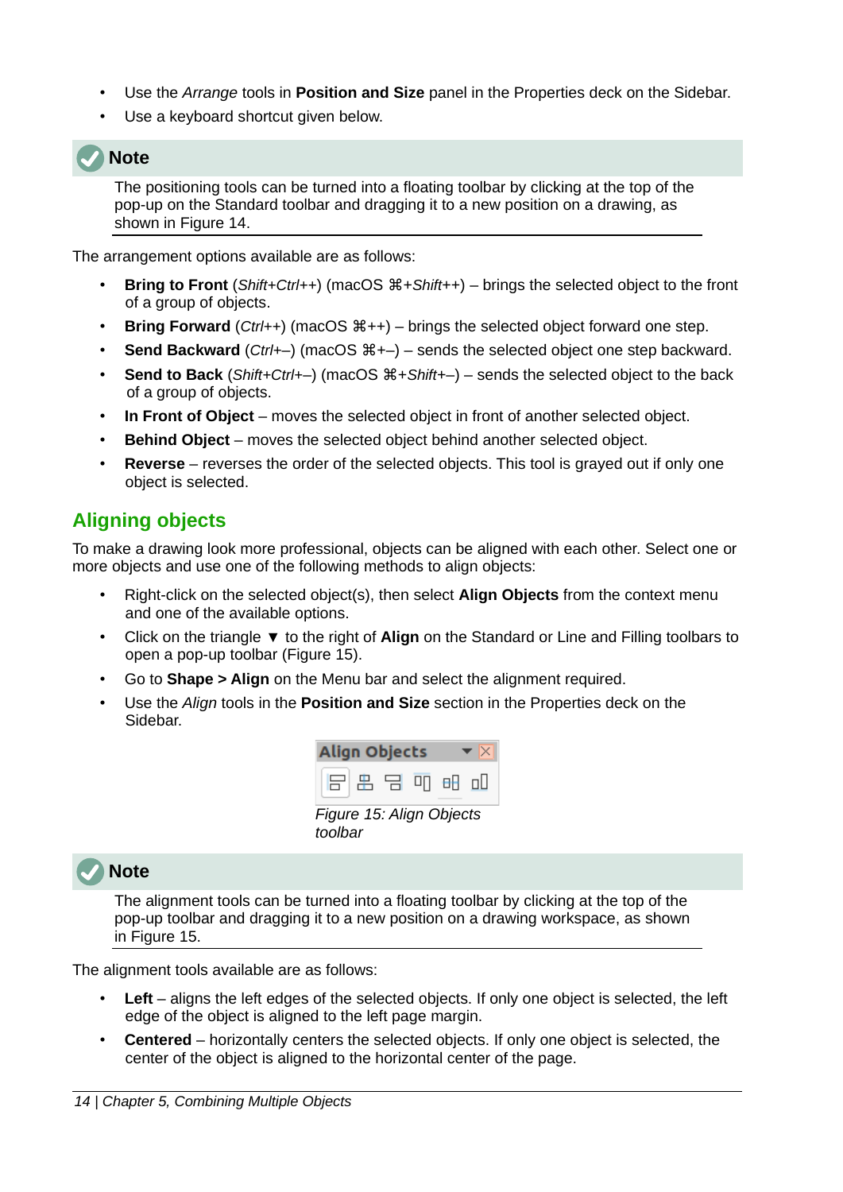- Use the *Arrange* tools in **Position and Size** panel in the Properties deck on the Sidebar.
- Use a keyboard shortcut given below.

**Note**

The positioning tools can be turned into a floating toolbar by clicking at the top of the pop-up on the Standard toolbar and dragging it to a new position on a drawing, as shown in Figure 14.

The arrangement options available are as follows:

- **Bring to Front** (*Shift+Ctrl++*) (macOS ⌘+*Shift++*) – brings the selected object to the front of a group of objects.
- **Bring Forward** (*Ctrl++*) (macOS ⌘++) – brings the selected object forward one step.
- **Send Backward** (*Ctrl+–*) (macOS ⌘+–) – sends the selected object one step backward.
- **Send to Back** (*Shift+Ctrl+–*) (macOS ⌘+*Shift+–*) – sends the selected object to the back of a group of objects.
- **In Front of Object** – moves the selected object in front of another selected object.
- **Behind Object** – moves the selected object behind another selected object.
- **Reverse** – reverses the order of the selected objects. This tool is grayed out if only one object is selected.

## Aligning objects

To make a drawing look more professional, objects can be aligned with each other. Select one or more objects and use one of the following methods to align objects:

- Right-click on the selected object(s), then select **Align Objects** from the context menu and one of the available options.
- Click on the triangle ▼ to the right of **Align** on the Standard or Line and Filling toolbars to open a pop-up toolbar (Figure 15).
- Go to **Shape > Align** on the Menu bar and select the alignment required.
- Use the *Align* tools in the **Position and Size** section in the Properties deck on the Sidebar.

*Figure 15: Align Objects toolbar*

**Note**

The alignment tools can be turned into a floating toolbar by clicking at the top of the pop-up toolbar and dragging it to a new position on a drawing workspace, as shown in Figure 15.

The alignment tools available are as follows:

- **Left** – aligns the left edges of the selected objects. If only one object is selected, the left edge of the object is aligned to the left page margin.
- **Centered** – horizontally centers the selected objects. If only one object is selected, the center of the object is aligned to the horizontal center of the page.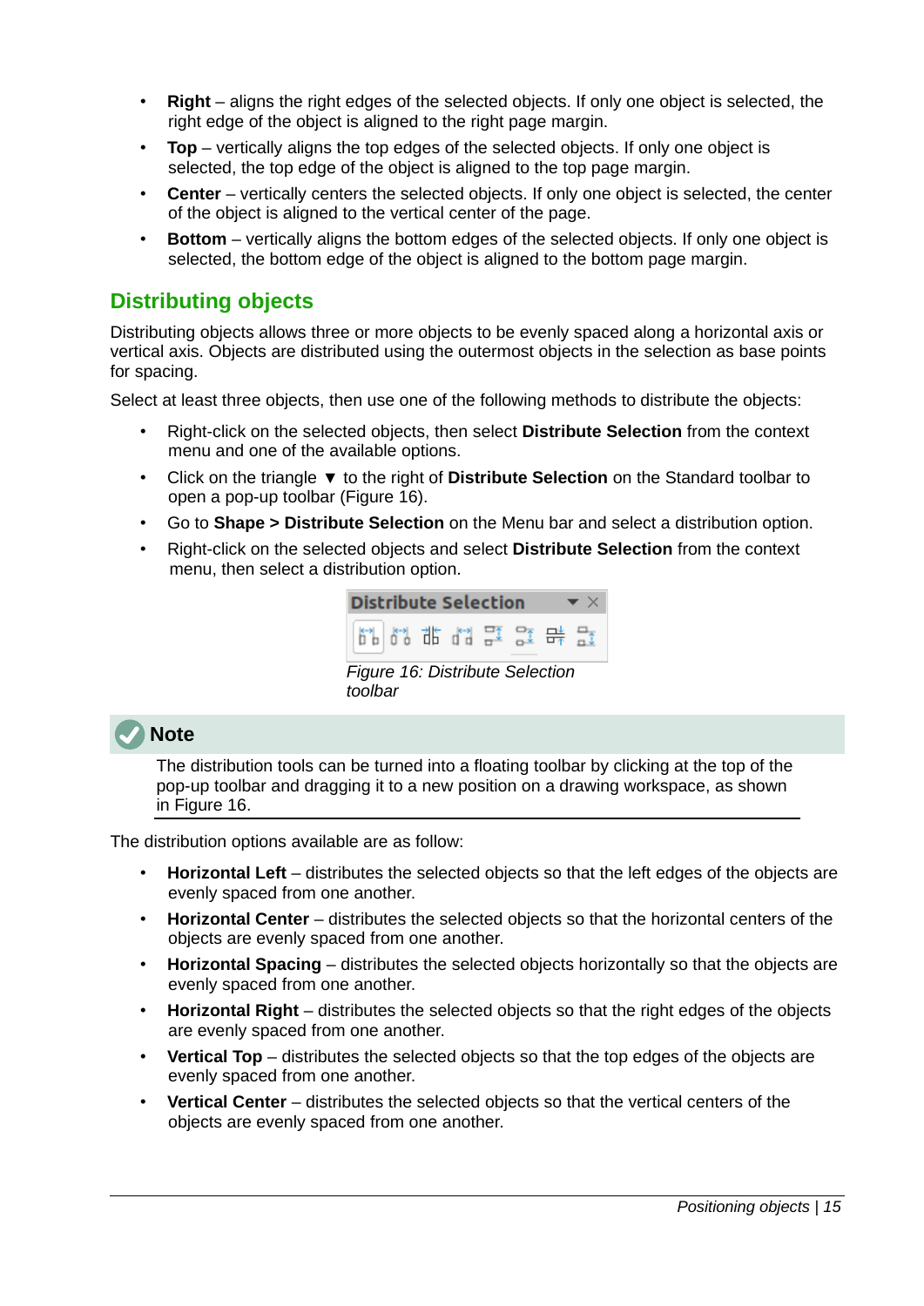- **Right** – aligns the right edges of the selected objects. If only one object is selected, the right edge of the object is aligned to the right page margin.
- **Top** – vertically aligns the top edges of the selected objects. If only one object is selected, the top edge of the object is aligned to the top page margin.
- **Center** – vertically centers the selected objects. If only one object is selected, the center of the object is aligned to the vertical center of the page.
- **Bottom** – vertically aligns the bottom edges of the selected objects. If only one object is selected, the bottom edge of the object is aligned to the bottom page margin.

## Distributing objects

Distributing objects allows three or more objects to be evenly spaced along a horizontal axis or vertical axis. Objects are distributed using the outermost objects in the selection as base points for spacing.

Select at least three objects, then use one of the following methods to distribute the objects:

- Right-click on the selected objects, then select **Distribute Selection** from the context menu and one of the available options.
- Click on the triangle ▼ to the right of **Distribute Selection** on the Standard toolbar to open a pop-up toolbar (Figure 16).
- Go to **Shape > Distribute Selection** on the Menu bar and select a distribution option.
- Right-click on the selected objects and select **Distribute Selection** from the context menu, then select a distribution option.

*Figure 16: Distribute Selection toolbar*

**Note**

The distribution tools can be turned into a floating toolbar by clicking at the top of the pop-up toolbar and dragging it to a new position on a drawing workspace, as shown in Figure 16.

The distribution options available are as follow:

- **Horizontal Left** – distributes the selected objects so that the left edges of the objects are evenly spaced from one another.
- **Horizontal Center** – distributes the selected objects so that the horizontal centers of the objects are evenly spaced from one another.
- **Horizontal Spacing** – distributes the selected objects horizontally so that the objects are evenly spaced from one another.
- **Horizontal Right** – distributes the selected objects so that the right edges of the objects are evenly spaced from one another.
- **Vertical Top** – distributes the selected objects so that the top edges of the objects are evenly spaced from one another.
- **Vertical Center** – distributes the selected objects so that the vertical centers of the objects are evenly spaced from one another.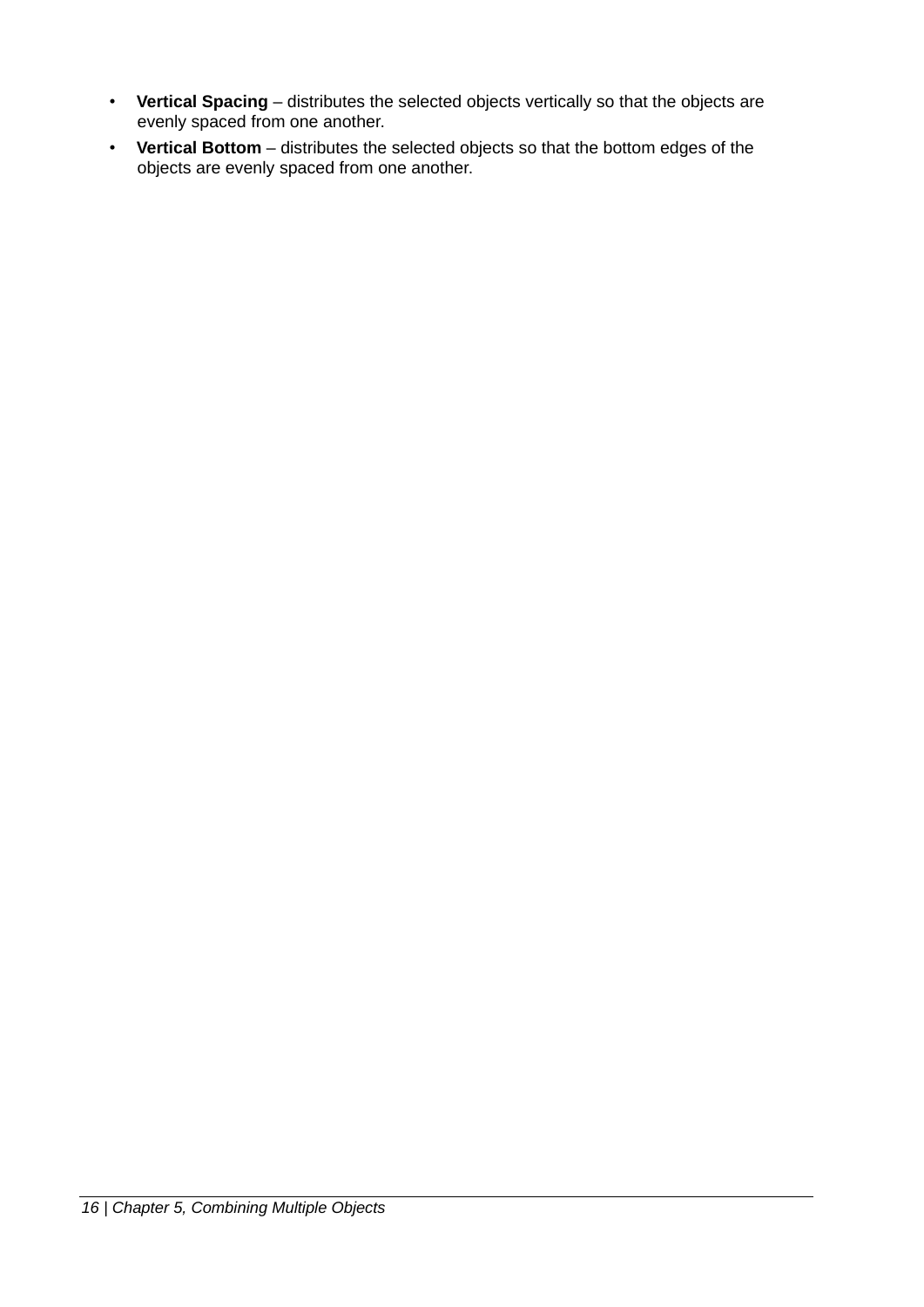- **Vertical Spacing** – distributes the selected objects vertically so that the objects are evenly spaced from one another.
- **Vertical Bottom** – distributes the selected objects so that the bottom edges of the objects are evenly spaced from one another.